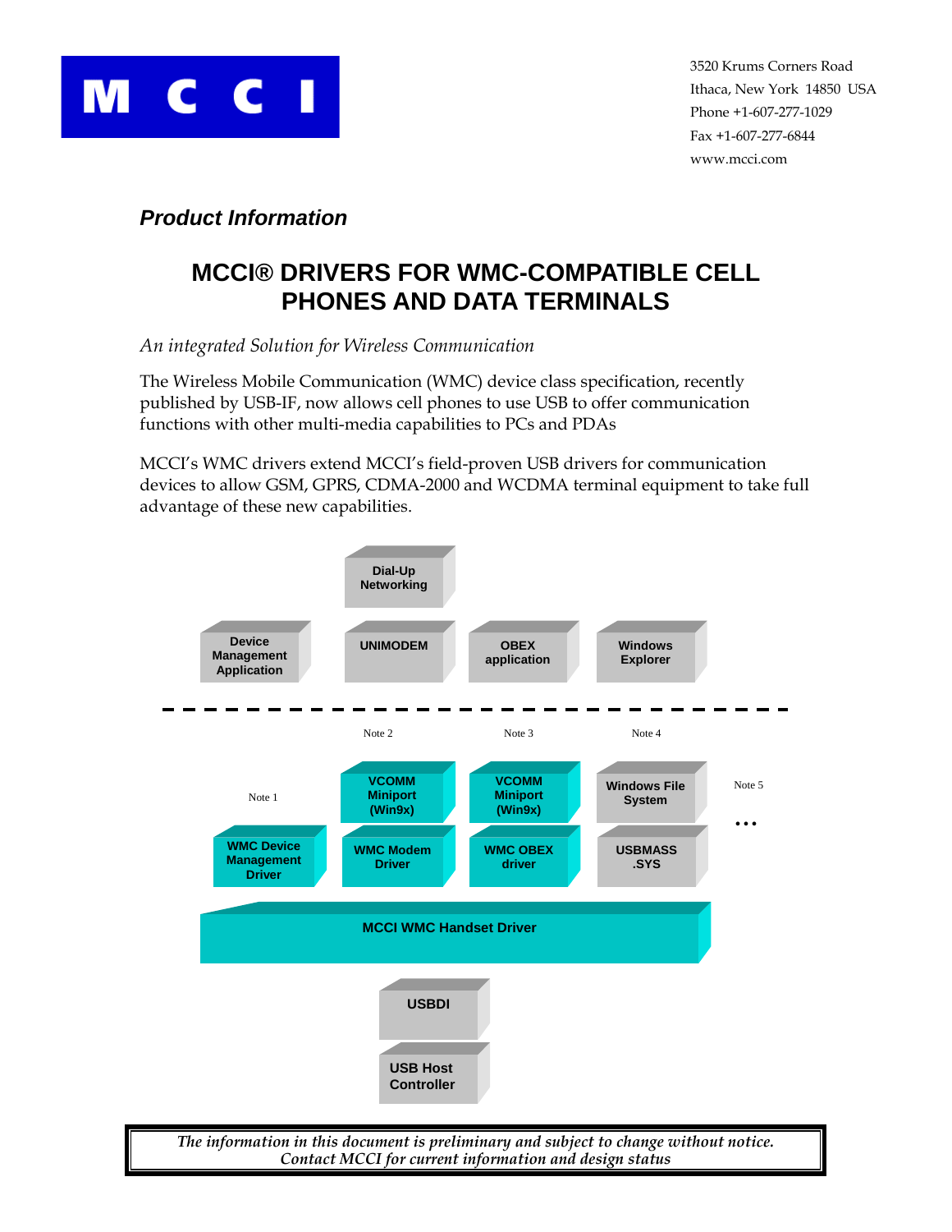MCCI

3520 Krums Corners Road
Ithaca, New York 14850 USA
Phone +1-607-277-1029
Fax +1-607-277-6844
www.mcci.com

***Product Information***

# MCCI® DRIVERS FOR WMC-COMPATIBLE CELL PHONES AND DATA TERMINALS

*An integrated Solution for Wireless Communication*

The Wireless Mobile Communication (WMC) device class specification, recently published by USB-IF, now allows cell phones to use USB to offer communication functions with other multi-media capabilities to PCs and PDAs

MCCI's WMC drivers extend MCCI's field-proven USB drivers for communication devices to allow GSM, GPRS, CDMA-2000 and WCDMA terminal equipment to take full advantage of these new capabilities.

Dial-Up Networking

Device Management Application | UNIMODEM | OBEX application | Windows Explorer

Note 2 | Note 3 | Note 4

Note 1 | VCOMM Miniport (Win9x) | VCOMM Miniport (Win9x) | Windows File System | Note 5 ...

WMC Device Management Driver | WMC Modem Driver | WMC OBEX driver | USBMASS .SYS

MCCI WMC Handset Driver

USBDI

USB Host Controller

*The information in this document is preliminary and subject to change without notice. Contact MCCI for current information and design status*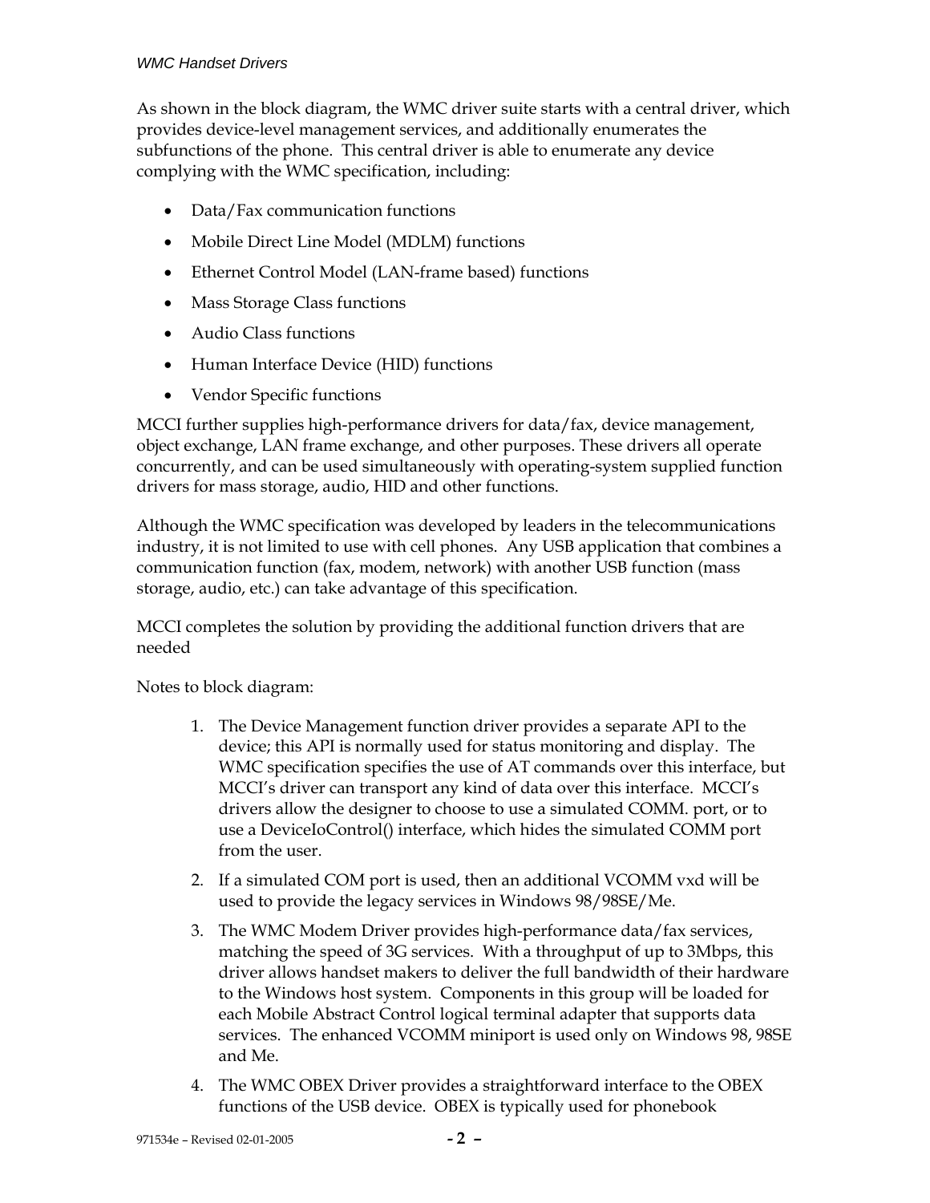As shown in the block diagram, the WMC driver suite starts with a central driver, which provides device-level management services, and additionally enumerates the subfunctions of the phone. This central driver is able to enumerate any device complying with the WMC specification, including:

- Data/Fax communication functions
- Mobile Direct Line Model (MDLM) functions
- Ethernet Control Model (LAN-frame based) functions
- Mass Storage Class functions
- Audio Class functions
- Human Interface Device (HID) functions
- Vendor Specific functions

MCCI further supplies high-performance drivers for data/fax, device management, object exchange, LAN frame exchange, and other purposes. These drivers all operate concurrently, and can be used simultaneously with operating-system supplied function drivers for mass storage, audio, HID and other functions.

Although the WMC specification was developed by leaders in the telecommunications industry, it is not limited to use with cell phones. Any USB application that combines a communication function (fax, modem, network) with another USB function (mass storage, audio, etc.) can take advantage of this specification.

MCCI completes the solution by providing the additional function drivers that are needed

Notes to block diagram:

1. The Device Management function driver provides a separate API to the device; this API is normally used for status monitoring and display. The WMC specification specifies the use of AT commands over this interface, but MCCI's driver can transport any kind of data over this interface. MCCI's drivers allow the designer to choose to use a simulated COMM. port, or to use a DeviceIoControl() interface, which hides the simulated COMM port from the user.
2. If a simulated COM port is used, then an additional VCOMM vxd will be used to provide the legacy services in Windows 98/98SE/Me.
3. The WMC Modem Driver provides high-performance data/fax services, matching the speed of 3G services. With a throughput of up to 3Mbps, this driver allows handset makers to deliver the full bandwidth of their hardware to the Windows host system. Components in this group will be loaded for each Mobile Abstract Control logical terminal adapter that supports data services. The enhanced VCOMM miniport is used only on Windows 98, 98SE and Me.
4. The WMC OBEX Driver provides a straightforward interface to the OBEX functions of the USB device. OBEX is typically used for phonebook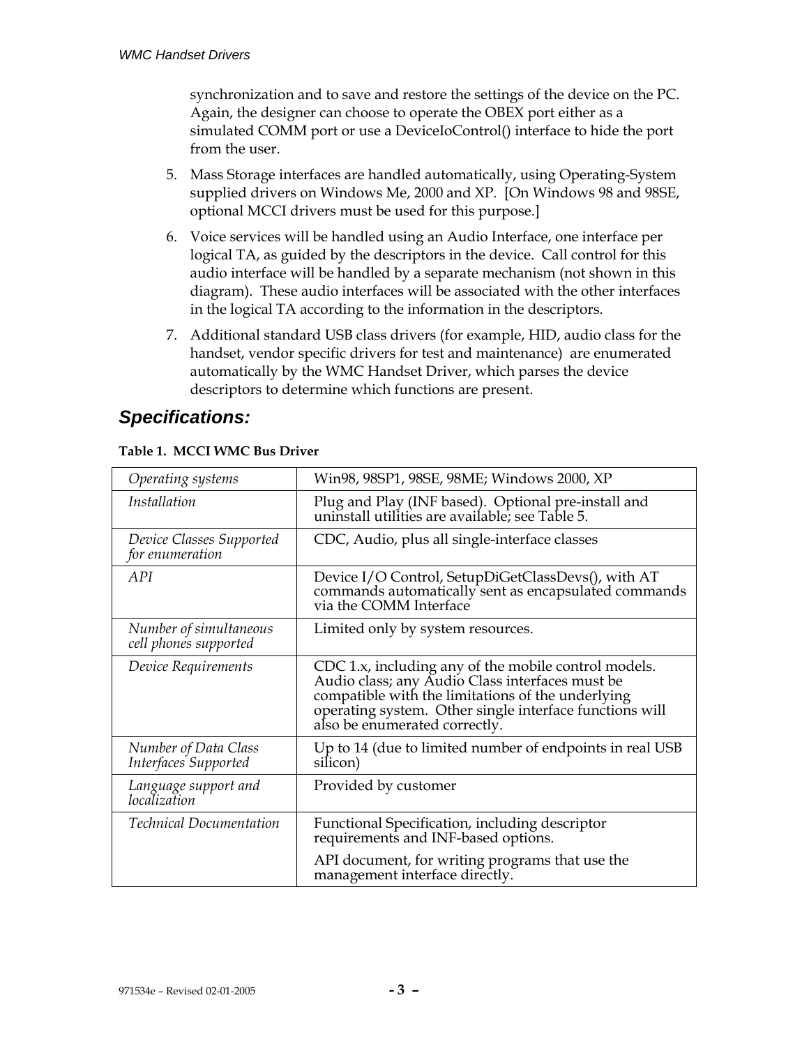synchronization and to save and restore the settings of the device on the PC. Again, the designer can choose to operate the OBEX port either as a simulated COMM port or use a DeviceIoControl() interface to hide the port from the user.

5. Mass Storage interfaces are handled automatically, using Operating-System supplied drivers on Windows Me, 2000 and XP. [On Windows 98 and 98SE, optional MCCI drivers must be used for this purpose.]
6. Voice services will be handled using an Audio Interface, one interface per logical TA, as guided by the descriptors in the device. Call control for this audio interface will be handled by a separate mechanism (not shown in this diagram). These audio interfaces will be associated with the other interfaces in the logical TA according to the information in the descriptors.
7. Additional standard USB class drivers (for example, HID, audio class for the handset, vendor specific drivers for test and maintenance) are enumerated automatically by the WMC Handset Driver, which parses the device descriptors to determine which functions are present.

## *Specifications:*

**Table 1. MCCI WMC Bus Driver**

| | |
|---|---|
| *Operating systems* | Win98, 98SP1, 98SE, 98ME; Windows 2000, XP |
| *Installation* | Plug and Play (INF based). Optional pre-install and uninstall utilities are available; see Table 5. |
| *Device Classes Supported for enumeration* | CDC, Audio, plus all single-interface classes |
| *API* | Device I/O Control, SetupDiGetClassDevs(), with AT commands automatically sent as encapsulated commands via the COMM Interface |
| *Number of simultaneous cell phones supported* | Limited only by system resources. |
| *Device Requirements* | CDC 1.x, including any of the mobile control models. Audio class; any Audio Class interfaces must be compatible with the limitations of the underlying operating system. Other single interface functions will also be enumerated correctly. |
| *Number of Data Class Interfaces Supported* | Up to 14 (due to limited number of endpoints in real USB silicon) |
| *Language support and localization* | Provided by customer |
| *Technical Documentation* | Functional Specification, including descriptor requirements and INF-based options.<br><br>API document, for writing programs that use the management interface directly. |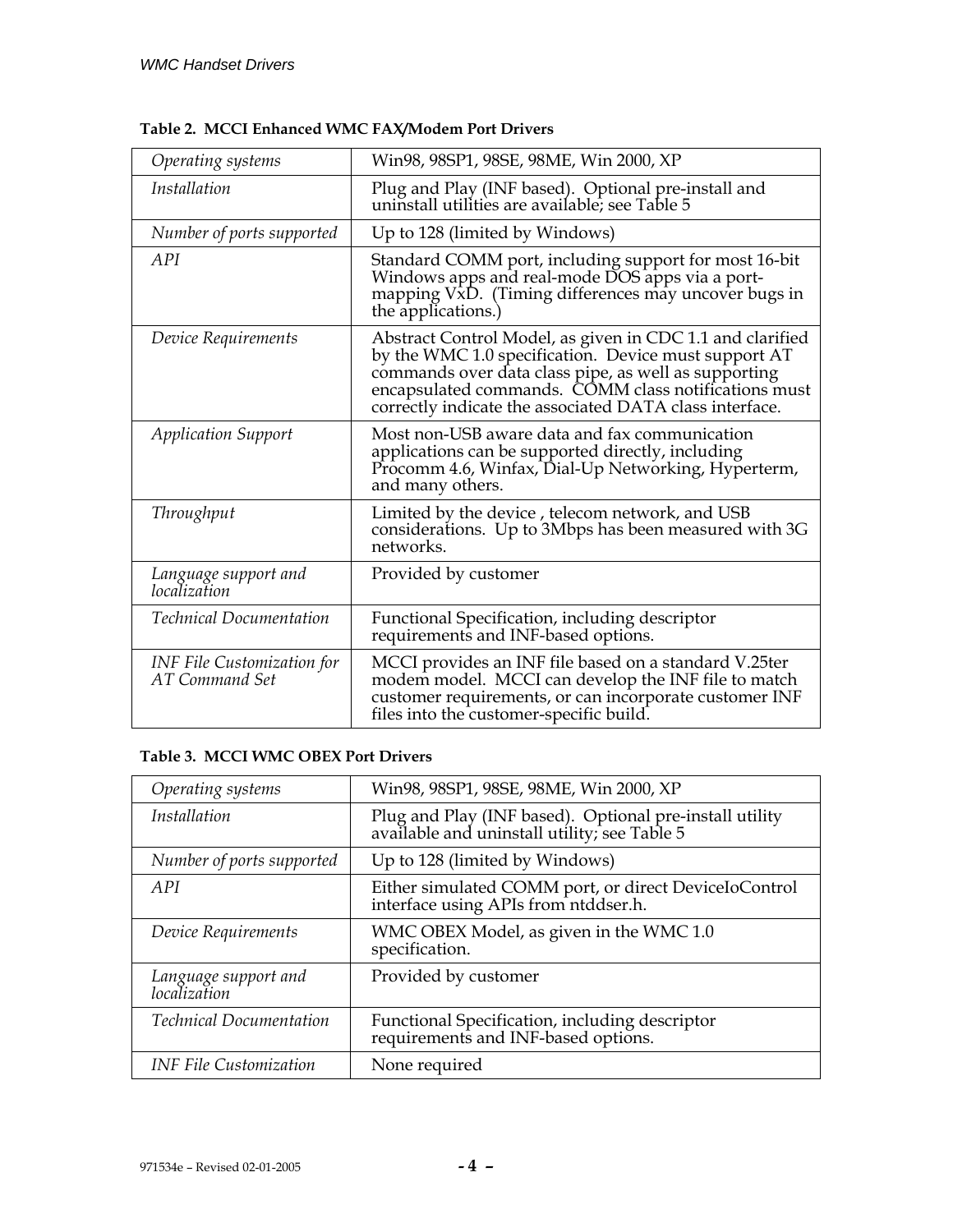**Table 2. MCCI Enhanced WMC FAX/Modem Port Drivers**

| | |
|---|---|
| *Operating systems* | Win98, 98SP1, 98SE, 98ME, Win 2000, XP |
| *Installation* | Plug and Play (INF based). Optional pre-install and uninstall utilities are available; see Table 5 |
| *Number of ports supported* | Up to 128 (limited by Windows) |
| *API* | Standard COMM port, including support for most 16-bit Windows apps and real-mode DOS apps via a port-mapping VxD. (Timing differences may uncover bugs in the applications.) |
| *Device Requirements* | Abstract Control Model, as given in CDC 1.1 and clarified by the WMC 1.0 specification. Device must support AT commands over data class pipe, as well as supporting encapsulated commands. COMM class notifications must correctly indicate the associated DATA class interface. |
| *Application Support* | Most non-USB aware data and fax communication applications can be supported directly, including Procomm 4.6, Winfax, Dial-Up Networking, Hyperterm, and many others. |
| *Throughput* | Limited by the device , telecom network, and USB considerations. Up to 3Mbps has been measured with 3G networks. |
| *Language support and localization* | Provided by customer |
| *Technical Documentation* | Functional Specification, including descriptor requirements and INF-based options. |
| *INF File Customization for AT Command Set* | MCCI provides an INF file based on a standard V.25ter modem model. MCCI can develop the INF file to match customer requirements, or can incorporate customer INF files into the customer-specific build. |

**Table 3. MCCI WMC OBEX Port Drivers**

| | |
|---|---|
| *Operating systems* | Win98, 98SP1, 98SE, 98ME, Win 2000, XP |
| *Installation* | Plug and Play (INF based). Optional pre-install utility available and uninstall utility; see Table 5 |
| *Number of ports supported* | Up to 128 (limited by Windows) |
| *API* | Either simulated COMM port, or direct DeviceIoControl interface using APIs from ntddser.h. |
| *Device Requirements* | WMC OBEX Model, as given in the WMC 1.0 specification. |
| *Language support and localization* | Provided by customer |
| *Technical Documentation* | Functional Specification, including descriptor requirements and INF-based options. |
| *INF File Customization* | None required |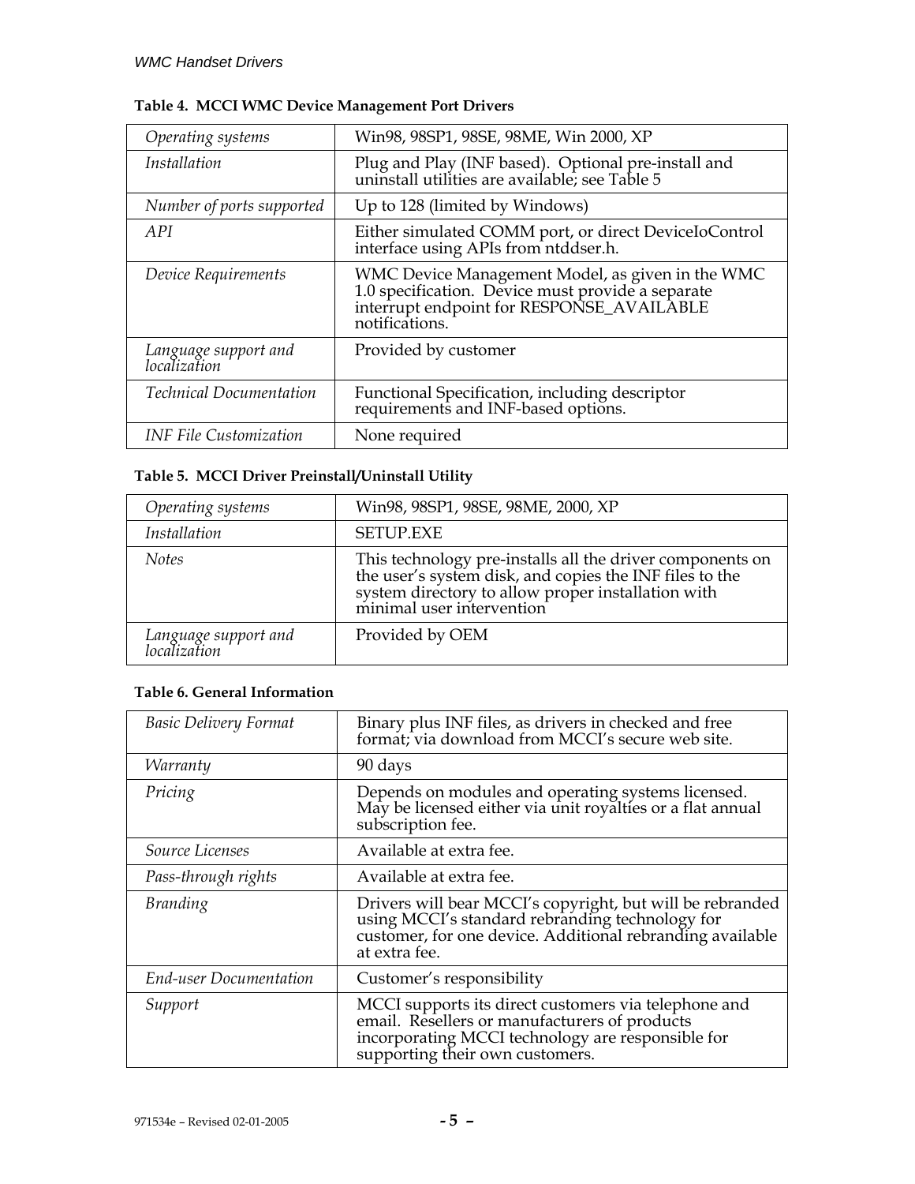**Table 4. MCCI WMC Device Management Port Drivers**

| | |
|---|---|
| *Operating systems* | Win98, 98SP1, 98SE, 98ME, Win 2000, XP |
| *Installation* | Plug and Play (INF based). Optional pre-install and uninstall utilities are available; see Table 5 |
| *Number of ports supported* | Up to 128 (limited by Windows) |
| *API* | Either simulated COMM port, or direct DeviceIoControl interface using APIs from ntddser.h. |
| *Device Requirements* | WMC Device Management Model, as given in the WMC 1.0 specification. Device must provide a separate interrupt endpoint for RESPONSE_AVAILABLE notifications. |
| *Language support and localization* | Provided by customer |
| *Technical Documentation* | Functional Specification, including descriptor requirements and INF-based options. |
| *INF File Customization* | None required |

**Table 5. MCCI Driver Preinstall/Uninstall Utility**

| | |
|---|---|
| *Operating systems* | Win98, 98SP1, 98SE, 98ME, 2000, XP |
| *Installation* | SETUP.EXE |
| *Notes* | This technology pre-installs all the driver components on the user's system disk, and copies the INF files to the system directory to allow proper installation with minimal user intervention |
| *Language support and localization* | Provided by OEM |

**Table 6. General Information**

| | |
|---|---|
| *Basic Delivery Format* | Binary plus INF files, as drivers in checked and free format; via download from MCCI's secure web site. |
| *Warranty* | 90 days |
| *Pricing* | Depends on modules and operating systems licensed. May be licensed either via unit royalties or a flat annual subscription fee. |
| *Source Licenses* | Available at extra fee. |
| *Pass-through rights* | Available at extra fee. |
| *Branding* | Drivers will bear MCCI's copyright, but will be rebranded using MCCI's standard rebranding technology for customer, for one device. Additional rebranding available at extra fee. |
| *End-user Documentation* | Customer's responsibility |
| *Support* | MCCI supports its direct customers via telephone and email. Resellers or manufacturers of products incorporating MCCI technology are responsible for supporting their own customers. |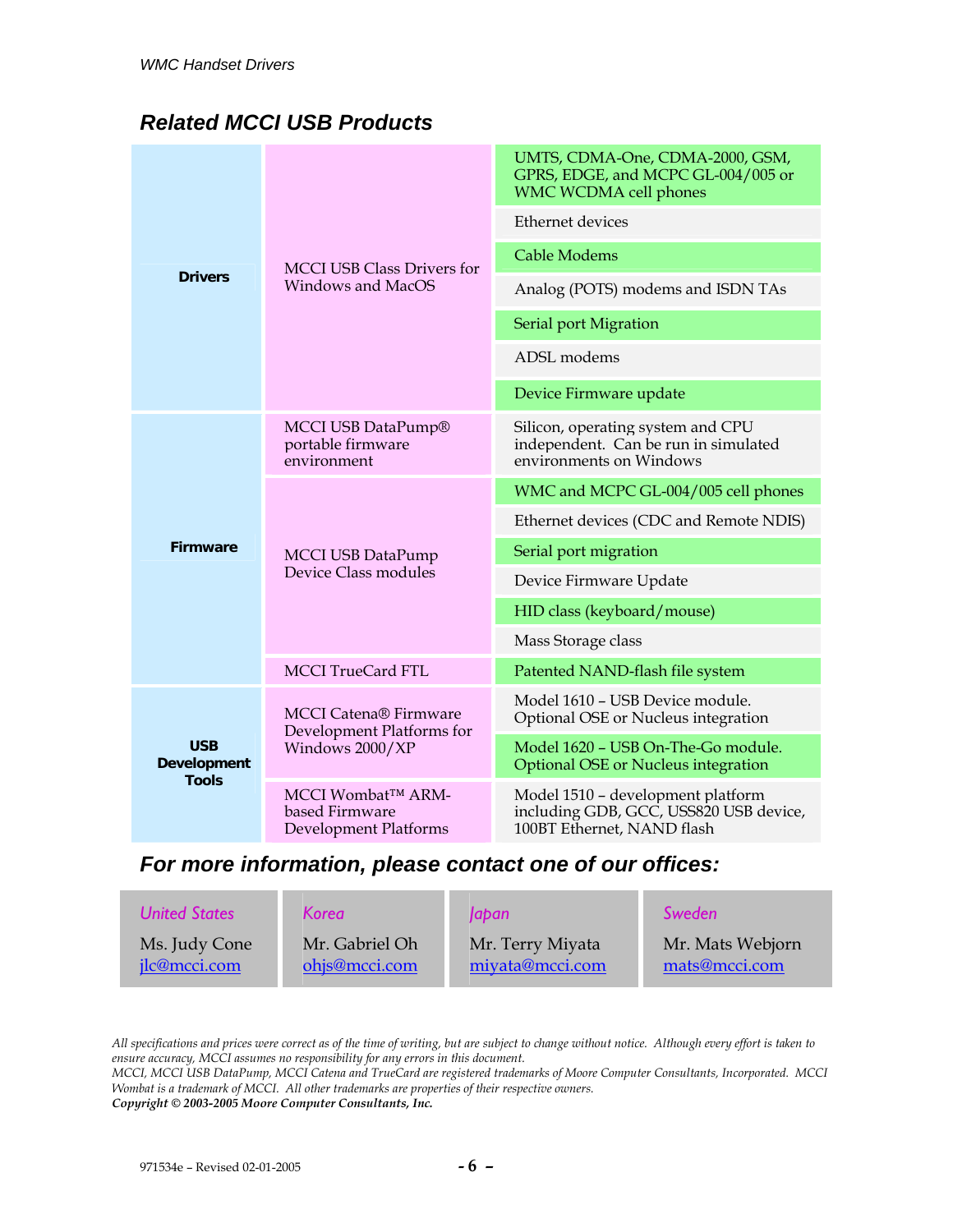## Related MCCI USB Products

| | | |
|---|---|---|
| **Drivers** | MCCI USB Class Drivers for Windows and MacOS | UMTS, CDMA-One, CDMA-2000, GSM, GPRS, EDGE, and MCPC GL-004/005 or WMC WCDMA cell phones |
| | | Ethernet devices |
| | | Cable Modems |
| | | Analog (POTS) modems and ISDN TAs |
| | | Serial port Migration |
| | | ADSL modems |
| | | Device Firmware update |
| **Firmware** | MCCI USB DataPump® portable firmware environment | Silicon, operating system and CPU independent. Can be run in simulated environments on Windows |
| | MCCI USB DataPump Device Class modules | WMC and MCPC GL-004/005 cell phones |
| | | Ethernet devices (CDC and Remote NDIS) |
| | | Serial port migration |
| | | Device Firmware Update |
| | | HID class (keyboard/mouse) |
| | | Mass Storage class |
| | MCCI TrueCard FTL | Patented NAND-flash file system |
| **USB Development Tools** | MCCI Catena® Firmware Development Platforms for Windows 2000/XP | Model 1610 – USB Device module. Optional OSE or Nucleus integration |
| | | Model 1620 – USB On-The-Go module. Optional OSE or Nucleus integration |
| | MCCI Wombat™ ARM-based Firmware Development Platforms | Model 1510 – development platform including GDB, GCC, USS820 USB device, 100BT Ethernet, NAND flash |

## For more information, please contact one of our offices:

| *United States* | *Korea* | *Japan* | *Sweden* |
|---|---|---|---|
| Ms. Judy Cone | Mr. Gabriel Oh | Mr. Terry Miyata | Mr. Mats Webjorn |
| jlc@mcci.com | ohjs@mcci.com | miyata@mcci.com | mats@mcci.com |

*All specifications and prices were correct as of the time of writing, but are subject to change without notice. Although every effort is taken to ensure accuracy, MCCI assumes no responsibility for any errors in this document.*
*MCCI, MCCI USB DataPump, MCCI Catena and TrueCard are registered trademarks of Moore Computer Consultants, Incorporated. MCCI Wombat is a trademark of MCCI. All other trademarks are properties of their respective owners.*
***Copyright © 2003-2005 Moore Computer Consultants, Inc.***

971534e – Revised 02-01-2005